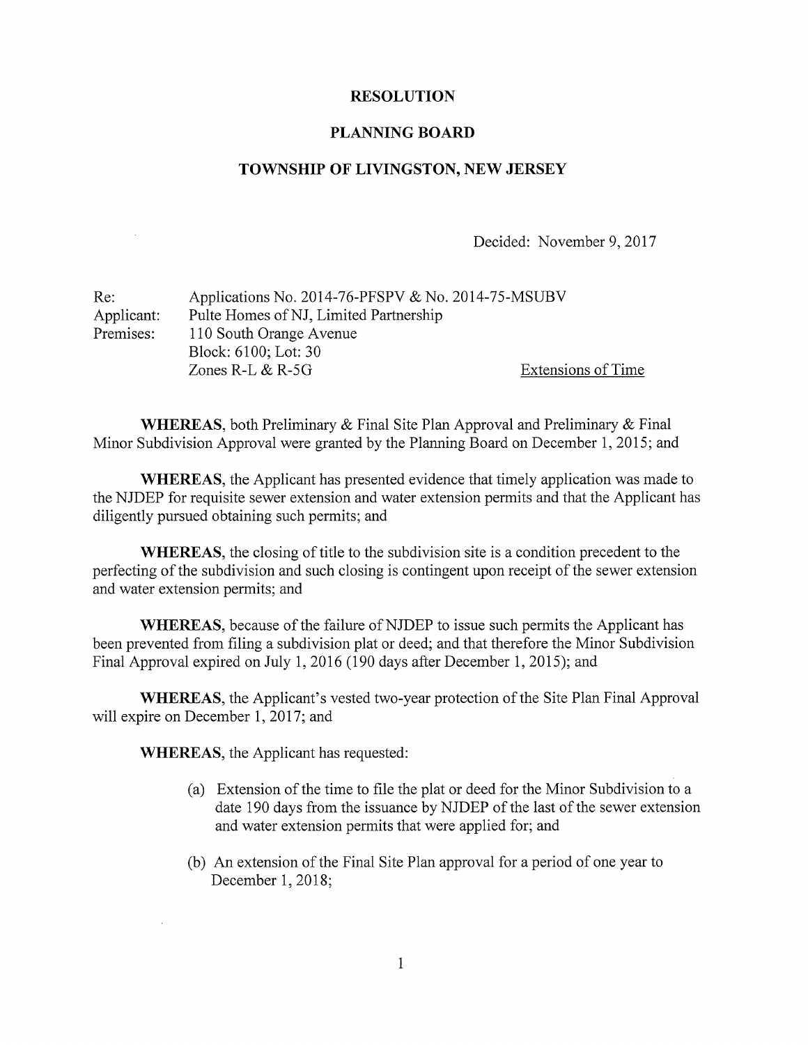**RESOLUTION**

**PLANNING BOARD**

**TOWNSHIP OF LIVINGSTON, NEW JERSEY**

Decided: November 9, 2017

Re: Applications No. 2014-76-PFSPV & No. 2014-75-MSUBV
Applicant: Pulte Homes of NJ, Limited Partnership
Premises: 110 South Orange Avenue
Block: 6100; Lot: 30
Zones R-L & R-5G

Extensions of Time

**WHEREAS**, both Preliminary & Final Site Plan Approval and Preliminary & Final Minor Subdivision Approval were granted by the Planning Board on December 1, 2015; and

**WHEREAS**, the Applicant has presented evidence that timely application was made to the NJDEP for requisite sewer extension and water extension permits and that the Applicant has diligently pursued obtaining such permits; and

**WHEREAS**, the closing of title to the subdivision site is a condition precedent to the perfecting of the subdivision and such closing is contingent upon receipt of the sewer extension and water extension permits; and

**WHEREAS**, because of the failure of NJDEP to issue such permits the Applicant has been prevented from filing a subdivision plat or deed; and that therefore the Minor Subdivision Final Approval expired on July 1, 2016 (190 days after December 1, 2015); and

**WHEREAS**, the Applicant's vested two-year protection of the Site Plan Final Approval will expire on December 1, 2017; and

**WHEREAS**, the Applicant has requested:

(a) Extension of the time to file the plat or deed for the Minor Subdivision to a date 190 days from the issuance by NJDEP of the last of the sewer extension and water extension permits that were applied for; and

(b) An extension of the Final Site Plan approval for a period of one year to December 1, 2018;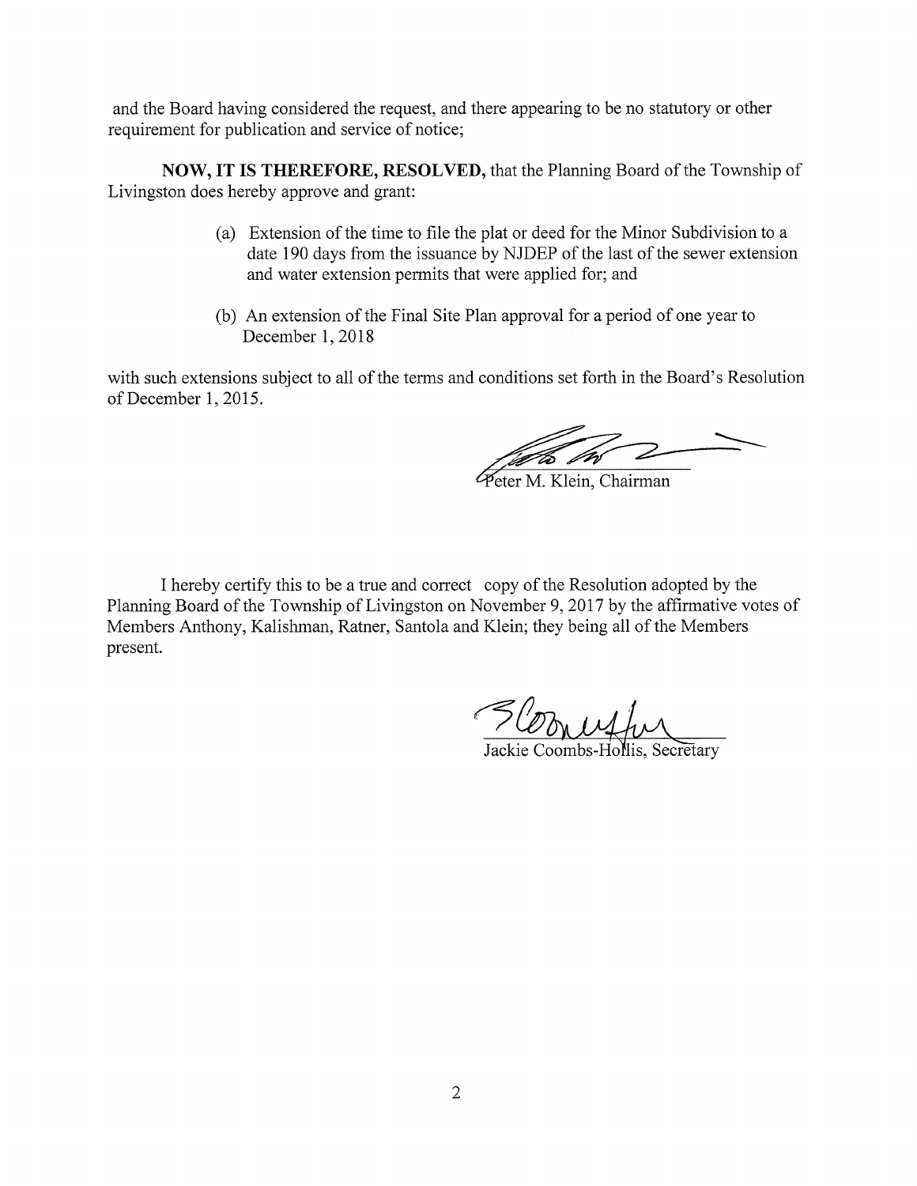and the Board having considered the request, and there appearing to be no statutory or other requirement for publication and service of notice;

**NOW, IT IS THEREFORE, RESOLVED,** that the Planning Board of the Township of Livingston does hereby approve and grant:

(a) Extension of the time to file the plat or deed for the Minor Subdivision to a date 190 days from the issuance by NJDEP of the last of the sewer extension and water extension permits that were applied for; and

(b) An extension of the Final Site Plan approval for a period of one year to December 1, 2018

with such extensions subject to all of the terms and conditions set forth in the Board's Resolution of December 1, 2015.

Peter M. Klein, Chairman

I hereby certify this to be a true and correct copy of the Resolution adopted by the Planning Board of the Township of Livingston on November 9, 2017 by the affirmative votes of Members Anthony, Kalishman, Ratner, Santola and Klein; they being all of the Members present.

Jackie Coombs-Hollis, Secretary